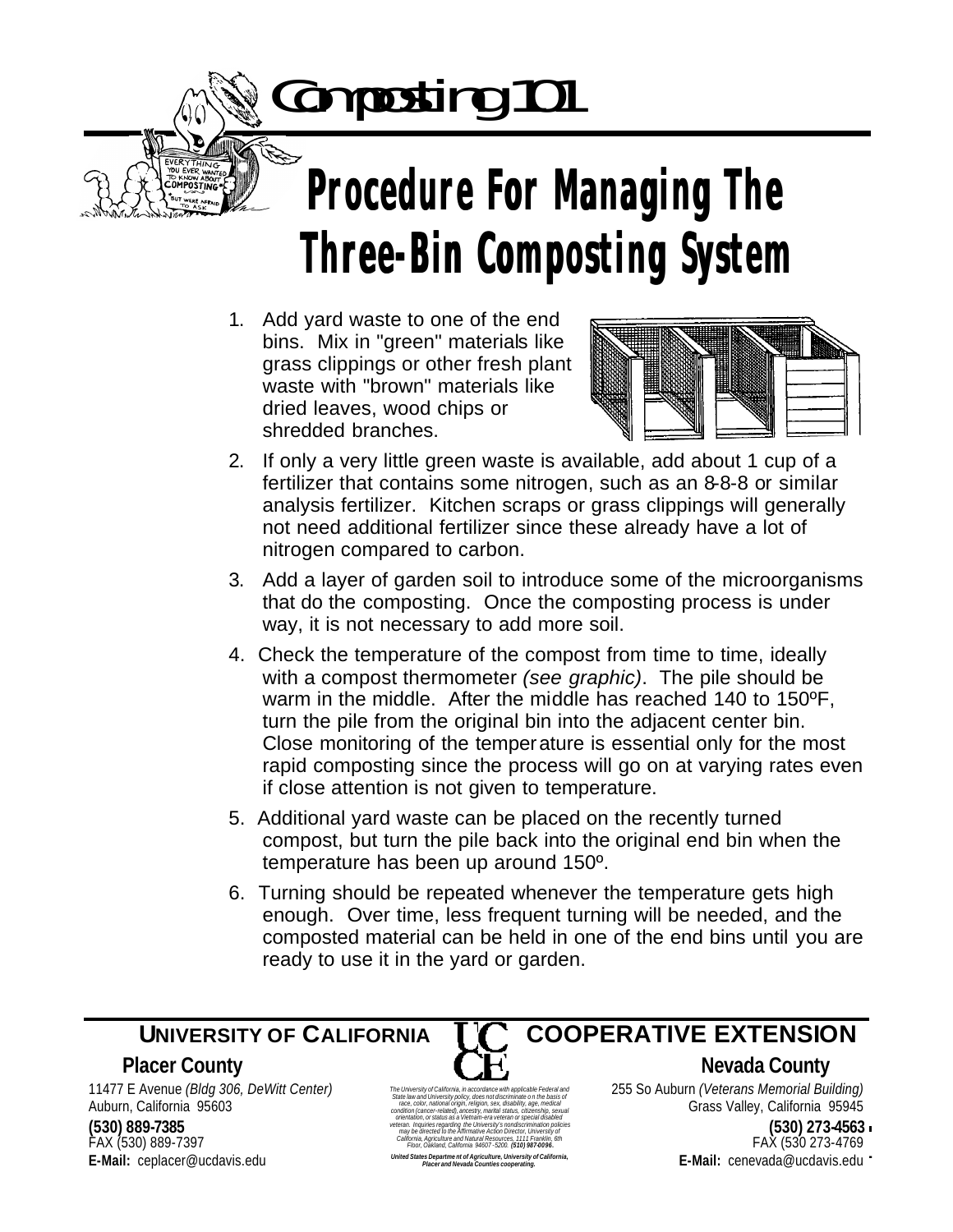# Composting 101

## Procedure For Managing The Three-Bin Composting System

1. Add yard waste to one of the end bins. Mix in "green" materials like grass clippings or other fresh plant waste with "brown" materials like dried leaves, wood chips or shredded branches.
2. If only a very little green waste is available, add about 1 cup of a fertilizer that contains some nitrogen, such as an 8-8-8 or similar analysis fertilizer. Kitchen scraps or grass clippings will generally not need additional fertilizer since these already have a lot of nitrogen compared to carbon.
3. Add a layer of garden soil to introduce some of the microorganisms that do the composting. Once the composting process is under way, it is not necessary to add more soil.
4. Check the temperature of the compost from time to time, ideally with a compost thermometer *(see graphic)*. The pile should be warm in the middle. After the middle has reached 140 to 150ºF, turn the pile from the original bin into the adjacent center bin. Close monitoring of the temperature is essential only for the most rapid composting since the process will go on at varying rates even if close attention is not given to temperature.
5. Additional yard waste can be placed on the recently turned compost, but turn the pile back into the original end bin when the temperature has been up around 150º.
6. Turning should be repeated whenever the temperature gets high enough. Over time, less frequent turning will be needed, and the composted material can be held in one of the end bins until you are ready to use it in the yard or garden.

---

**UNIVERSITY OF CALIFORNIA COOPERATIVE EXTENSION**

**Placer County**
11477 E Avenue *(Bldg 306, DeWitt Center)*
Auburn, California 95603
**(530) 889-7385**
FAX (530) 889-7397
**E-Mail:** ceplacer@ucdavis.edu

*The University of California, in accordance with applicable Federal and State law and University policy, does not discriminate on the basis of race, color, national origin, religion, sex, disability, age, medical condition (cancer-related), ancestry, marital status, citizenship, sexual orientation, or status as a Vietnam-era veteran or special disabled veteran. Inquiries regarding the University's nondiscrimination policies may be directed to the Affirmative Action Director, University of California, Agriculture and Natural Resources, 1111 Franklin, 6th Floor, Oakland, California 94607-5200. (510) 987-0096.*

***United States Department of Agriculture, University of California, Placer and Nevada Counties cooperating.***

**Nevada County**
255 So Auburn *(Veterans Memorial Building)*
Grass Valley, California 95945
**(530) 273-4563**
FAX (530 273-4769
**E-Mail:** cenevada@ucdavis.edu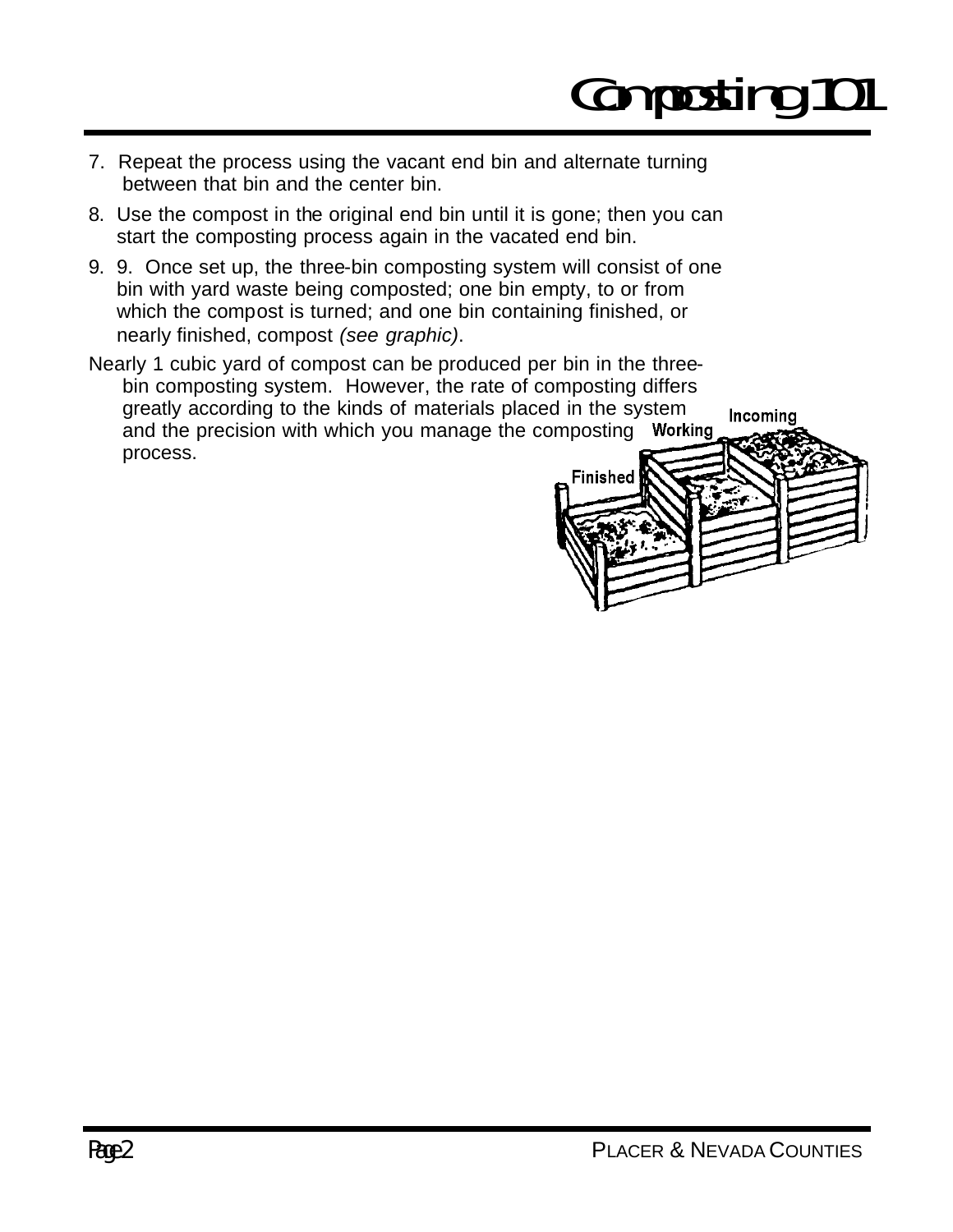7. Repeat the process using the vacant end bin and alternate turning between that bin and the center bin.
8. Use the compost in the original end bin until it is gone; then you can start the composting process again in the vacated end bin.
9. 9. Once set up, the three-bin composting system will consist of one bin with yard waste being composted; one bin empty, to or from which the compost is turned; and one bin containing finished, or nearly finished, compost *(see graphic)*.

Nearly 1 cubic yard of compost can be produced per bin in the three-bin composting system. However, the rate of composting differs greatly according to the kinds of materials placed in the system and the precision with which you manage the composting process.

Incoming

Working

Finished